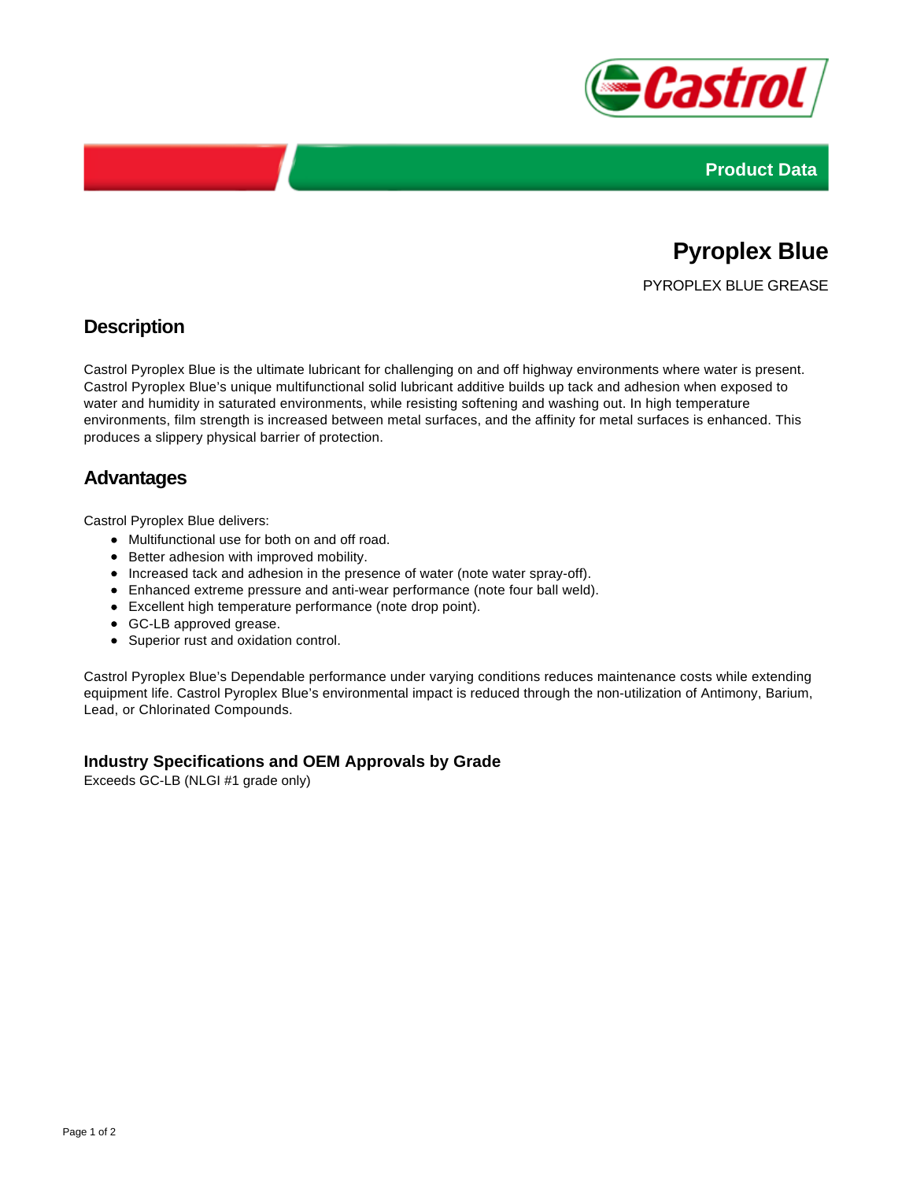Product Data

# Pyroplex Blue

PYROPLEX BLUE GREASE

## Description

Castrol Pyroplex Blue is the ultimate lubricant for challenging on and off highway environments where water is present. Castrol Pyroplex Blue's unique multifunctional solid lubricant additive builds up tack and adhesion when exposed to water and humidity in saturated environments, while resisting softening and washing out. In high temperature environments, film strength is increased between metal surfaces, and the affinity for metal surfaces is enhanced. This produces a slippery physical barrier of protection.

## Advantages

Castrol Pyroplex Blue delivers:

- Multifunctional use for both on and off road.
- Better adhesion with improved mobility.
- Increased tack and adhesion in the presence of water (note water spray-off).
- Enhanced extreme pressure and anti-wear performance (note four ball weld).
- Excellent high temperature performance (note drop point).
- GC-LB approved grease.
- Superior rust and oxidation control.

Castrol Pyroplex Blue's Dependable performance under varying conditions reduces maintenance costs while extending equipment life. Castrol Pyroplex Blue's environmental impact is reduced through the non-utilization of Antimony, Barium, Lead, or Chlorinated Compounds.

### Industry Specifications and OEM Approvals by Grade

Exceeds GC-LB (NLGI #1 grade only)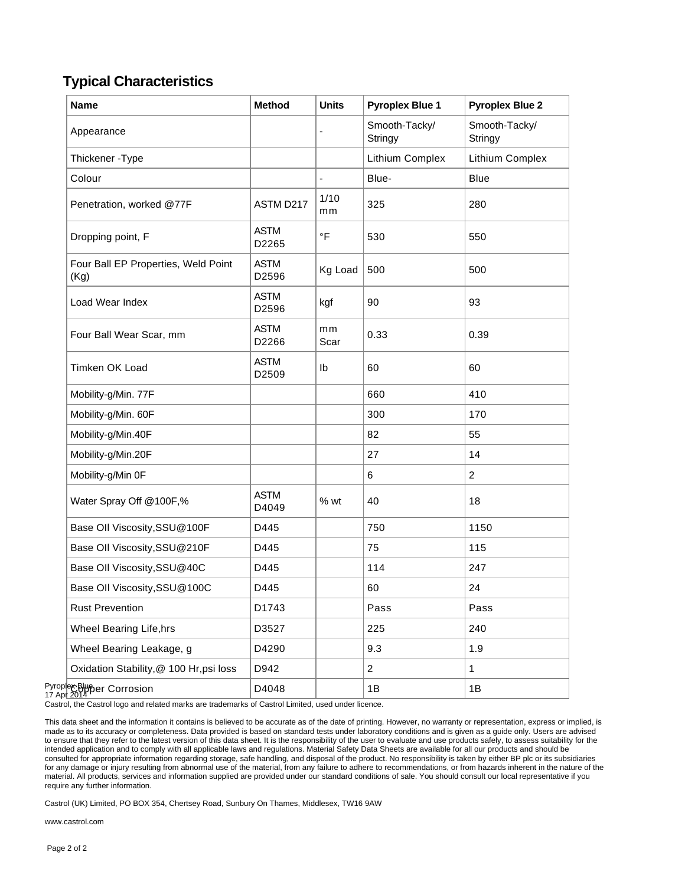## Typical Characteristics

| Name | Method | Units | Pyroplex Blue 1 | Pyroplex Blue 2 |
|---|---|---|---|---|
| Appearance | | - | Smooth-Tacky/ Stringy | Smooth-Tacky/ Stringy |
| Thickener -Type | | | Lithium Complex | Lithium Complex |
| Colour | | - | Blue- | Blue |
| Penetration, worked @77F | ASTM D217 | 1/10 mm | 325 | 280 |
| Dropping point, F | ASTM D2265 | °F | 530 | 550 |
| Four Ball EP Properties, Weld Point (Kg) | ASTM D2596 | Kg Load | 500 | 500 |
| Load Wear Index | ASTM D2596 | kgf | 90 | 93 |
| Four Ball Wear Scar, mm | ASTM D2266 | mm Scar | 0.33 | 0.39 |
| Timken OK Load | ASTM D2509 | lb | 60 | 60 |
| Mobility-g/Min. 77F | | | 660 | 410 |
| Mobility-g/Min. 60F | | | 300 | 170 |
| Mobility-g/Min.40F | | | 82 | 55 |
| Mobility-g/Min.20F | | | 27 | 14 |
| Mobility-g/Min 0F | | | 6 | 2 |
| Water Spray Off @100F,% | ASTM D4049 | % wt | 40 | 18 |
| Base OIl Viscosity,SSU@100F | D445 | | 750 | 1150 |
| Base OIl Viscosity,SSU@210F | D445 | | 75 | 115 |
| Base OIl Viscosity,SSU@40C | D445 | | 114 | 247 |
| Base OIl Viscosity,SSU@100C | D445 | | 60 | 24 |
| Rust Prevention | D1743 | | Pass | Pass |
| Wheel Bearing Life,hrs | D3527 | | 225 | 240 |
| Wheel Bearing Leakage, g | D4290 | | 9.3 | 1.9 |
| Oxidation Stability,@ 100 Hr,psi loss | D942 | | 2 | 1 |
| Copper Corrosion | D4048 | | 1B | 1B |

Pyroplex Blue
17 Apr 2014

Castrol, the Castrol logo and related marks are trademarks of Castrol Limited, used under licence.

This data sheet and the information it contains is believed to be accurate as of the date of printing. However, no warranty or representation, express or implied, is made as to its accuracy or completeness. Data provided is based on standard tests under laboratory conditions and is given as a guide only. Users are advised to ensure that they refer to the latest version of this data sheet. It is the responsibility of the user to evaluate and use products safely, to assess suitability for the intended application and to comply with all applicable laws and regulations. Material Safety Data Sheets are available for all our products and should be consulted for appropriate information regarding storage, safe handling, and disposal of the product. No responsibility is taken by either BP plc or its subsidiaries for any damage or injury resulting from abnormal use of the material, from any failure to adhere to recommendations, or from hazards inherent in the nature of the material. All products, services and information supplied are provided under our standard conditions of sale. You should consult our local representative if you require any further information.

Castrol (UK) Limited, PO BOX 354, Chertsey Road, Sunbury On Thames, Middlesex, TW16 9AW

www.castrol.com